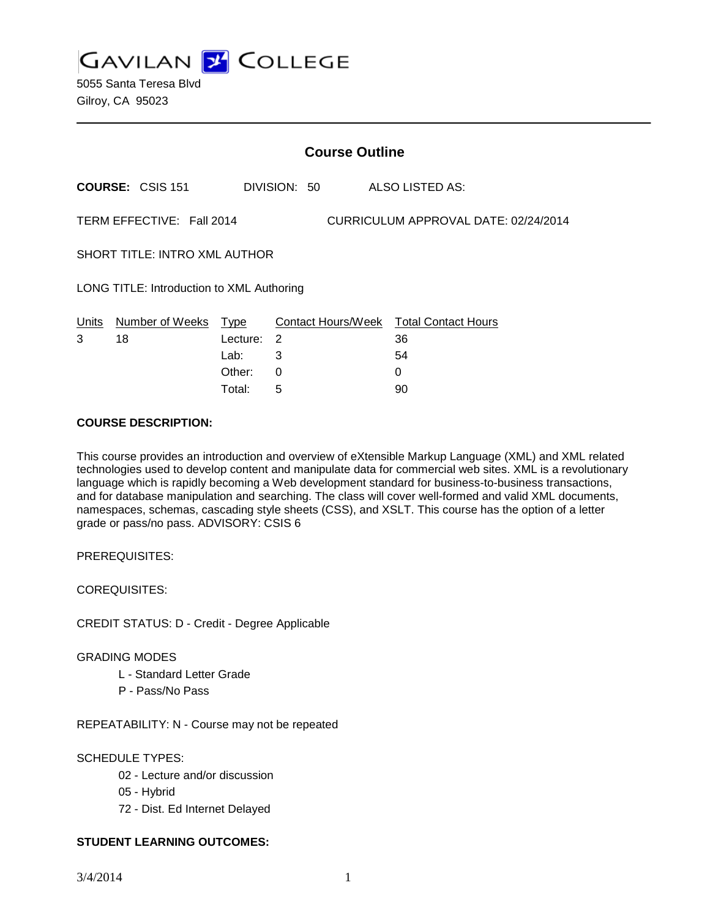# GAVILAN COLLEGE

5055 Santa Teresa Blvd
Gilroy, CA 95023

---

## Course Outline

**COURSE:** CSIS 151    DIVISION: 50    ALSO LISTED AS:

TERM EFFECTIVE: Fall 2014    CURRICULUM APPROVAL DATE: 02/24/2014

SHORT TITLE: INTRO XML AUTHOR

LONG TITLE: Introduction to XML Authoring

| Units | Number of Weeks | Type | Contact Hours/Week | Total Contact Hours |
|---|---|---|---|---|
| 3 | 18 | Lecture: | 2 | 36 |
| | | Lab: | 3 | 54 |
| | | Other: | 0 | 0 |
| | | Total: | 5 | 90 |

**COURSE DESCRIPTION:**

This course provides an introduction and overview of eXtensible Markup Language (XML) and XML related technologies used to develop content and manipulate data for commercial web sites. XML is a revolutionary language which is rapidly becoming a Web development standard for business-to-business transactions, and for database manipulation and searching. The class will cover well-formed and valid XML documents, namespaces, schemas, cascading style sheets (CSS), and XSLT. This course has the option of a letter grade or pass/no pass. ADVISORY: CSIS 6

PREREQUISITES:

COREQUISITES:

CREDIT STATUS: D - Credit - Degree Applicable

GRADING MODES

- L - Standard Letter Grade
- P - Pass/No Pass

REPEATABILITY: N - Course may not be repeated

SCHEDULE TYPES:

- 02 - Lecture and/or discussion
- 05 - Hybrid
- 72 - Dist. Ed Internet Delayed

**STUDENT LEARNING OUTCOMES:**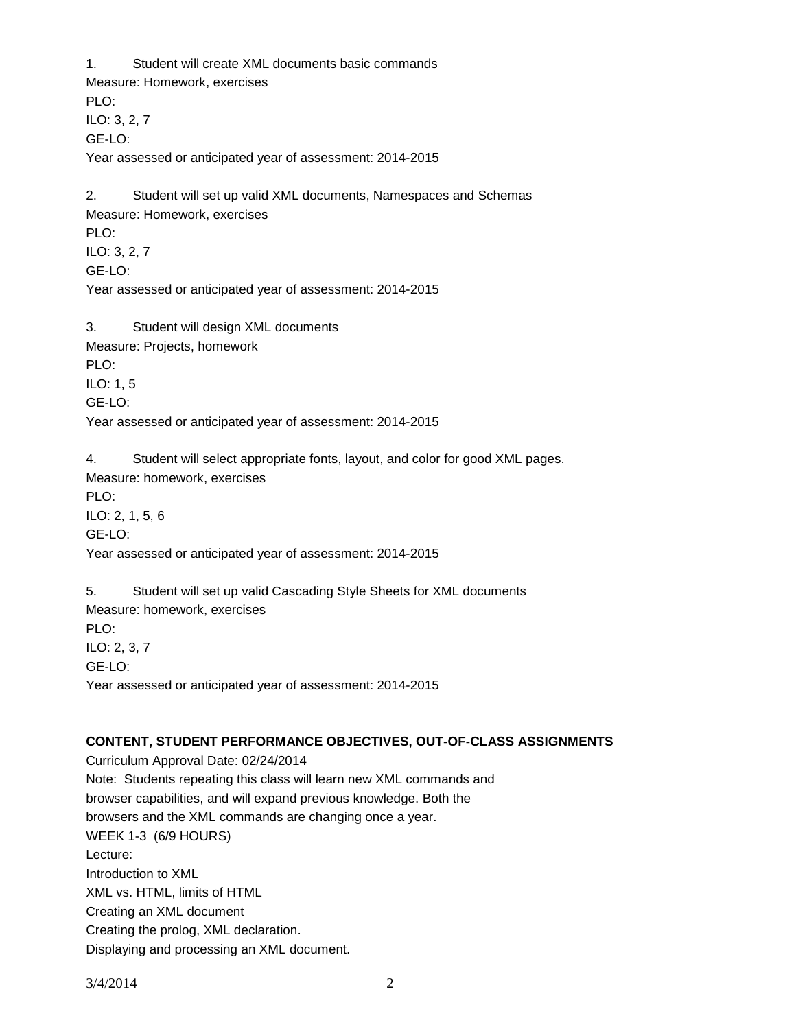1. Student will create XML documents basic commands

Measure: Homework, exercises
PLO:
ILO: 3, 2, 7
GE-LO:
Year assessed or anticipated year of assessment: 2014-2015

2. Student will set up valid XML documents, Namespaces and Schemas

Measure: Homework, exercises
PLO:
ILO: 3, 2, 7
GE-LO:
Year assessed or anticipated year of assessment: 2014-2015

3. Student will design XML documents

Measure: Projects, homework
PLO:
ILO: 1, 5
GE-LO:
Year assessed or anticipated year of assessment: 2014-2015

4. Student will select appropriate fonts, layout, and color for good XML pages.

Measure: homework, exercises
PLO:
ILO: 2, 1, 5, 6
GE-LO:
Year assessed or anticipated year of assessment: 2014-2015

5. Student will set up valid Cascading Style Sheets for XML documents

Measure: homework, exercises
PLO:
ILO: 2, 3, 7
GE-LO:
Year assessed or anticipated year of assessment: 2014-2015

**CONTENT, STUDENT PERFORMANCE OBJECTIVES, OUT-OF-CLASS ASSIGNMENTS**

Curriculum Approval Date: 02/24/2014
Note: Students repeating this class will learn new XML commands and
browser capabilities, and will expand previous knowledge. Both the
browsers and the XML commands are changing once a year.
WEEK 1-3 (6/9 HOURS)
Lecture:
Introduction to XML
XML vs. HTML, limits of HTML
Creating an XML document
Creating the prolog, XML declaration.
Displaying and processing an XML document.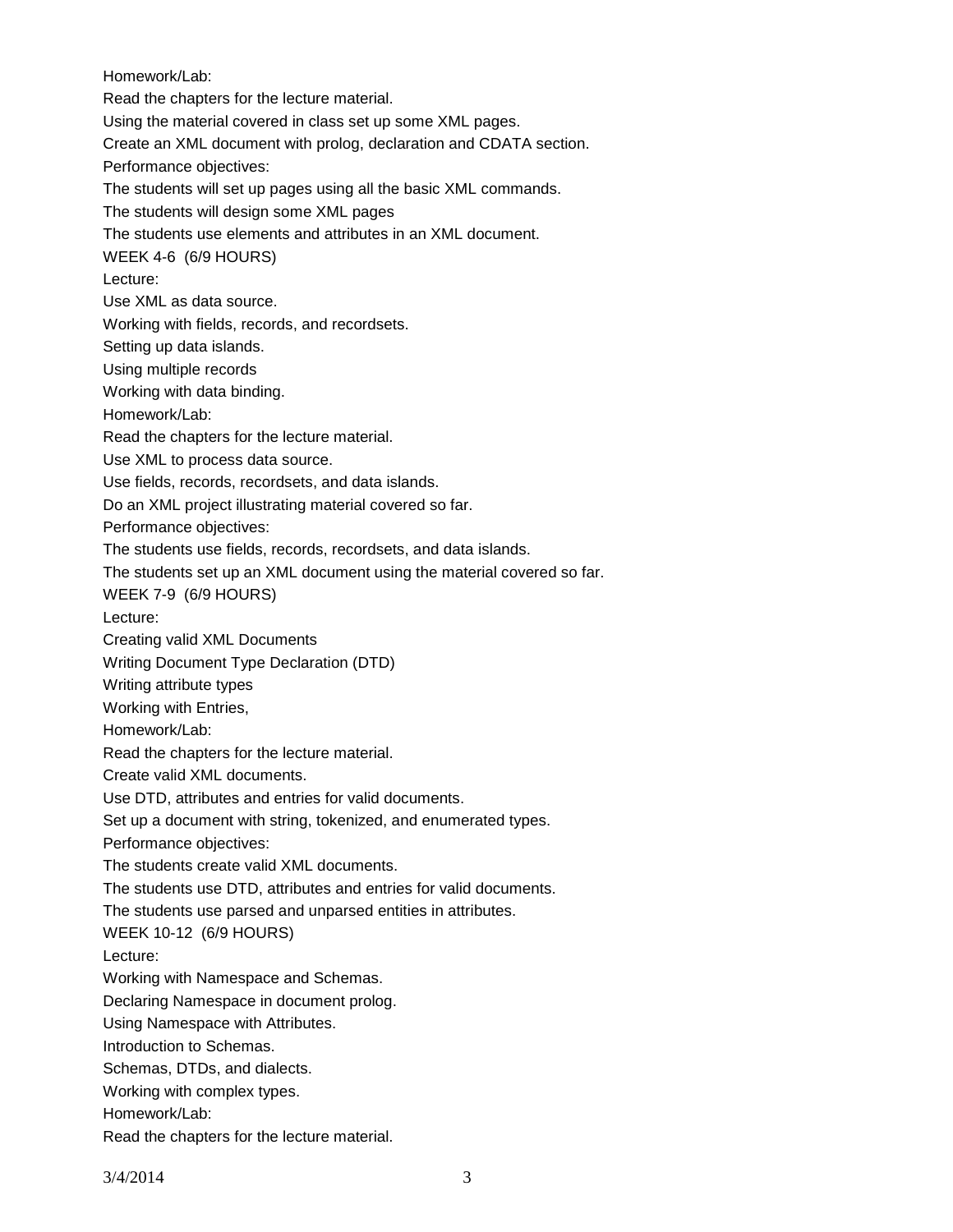Homework/Lab:

Read the chapters for the lecture material.

Using the material covered in class set up some XML pages.

Create an XML document with prolog, declaration and CDATA section.

Performance objectives:

The students will set up pages using all the basic XML commands.

The students will design some XML pages

The students use elements and attributes in an XML document.

WEEK 4-6 (6/9 HOURS)

Lecture:

Use XML as data source.

Working with fields, records, and recordsets.

Setting up data islands.

Using multiple records

Working with data binding.

Homework/Lab:

Read the chapters for the lecture material.

Use XML to process data source.

Use fields, records, recordsets, and data islands.

Do an XML project illustrating material covered so far.

Performance objectives:

The students use fields, records, recordsets, and data islands.

The students set up an XML document using the material covered so far.

WEEK 7-9 (6/9 HOURS)

Lecture:

Creating valid XML Documents

Writing Document Type Declaration (DTD)

Writing attribute types

Working with Entries,

Homework/Lab:

Read the chapters for the lecture material.

Create valid XML documents.

Use DTD, attributes and entries for valid documents.

Set up a document with string, tokenized, and enumerated types.

Performance objectives:

The students create valid XML documents.

The students use DTD, attributes and entries for valid documents.

The students use parsed and unparsed entities in attributes.

WEEK 10-12 (6/9 HOURS)

Lecture:

Working with Namespace and Schemas.

Declaring Namespace in document prolog.

Using Namespace with Attributes.

Introduction to Schemas.

Schemas, DTDs, and dialects.

Working with complex types.

Homework/Lab:

Read the chapters for the lecture material.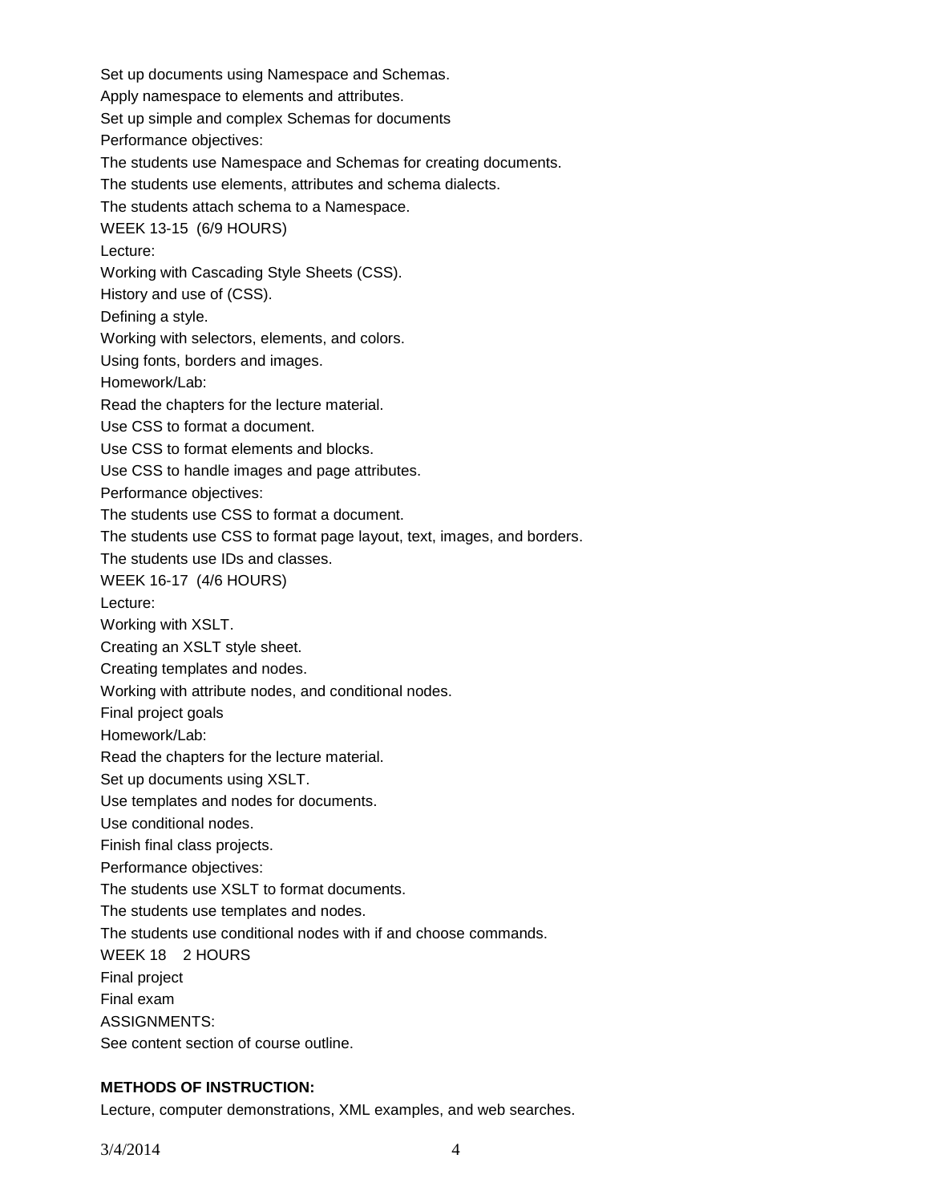Set up documents using Namespace and Schemas.

Apply namespace to elements and attributes.

Set up simple and complex Schemas for documents

Performance objectives:

The students use Namespace and Schemas for creating documents.

The students use elements, attributes and schema dialects.

The students attach schema to a Namespace.

WEEK 13-15 (6/9 HOURS)

Lecture:

Working with Cascading Style Sheets (CSS).

History and use of (CSS).

Defining a style.

Working with selectors, elements, and colors.

Using fonts, borders and images.

Homework/Lab:

Read the chapters for the lecture material.

Use CSS to format a document.

Use CSS to format elements and blocks.

Use CSS to handle images and page attributes.

Performance objectives:

The students use CSS to format a document.

The students use CSS to format page layout, text, images, and borders.

The students use IDs and classes.

WEEK 16-17 (4/6 HOURS)

Lecture:

Working with XSLT.

Creating an XSLT style sheet.

Creating templates and nodes.

Working with attribute nodes, and conditional nodes.

Final project goals

Homework/Lab:

Read the chapters for the lecture material.

Set up documents using XSLT.

Use templates and nodes for documents.

Use conditional nodes.

Finish final class projects.

Performance objectives:

The students use XSLT to format documents.

The students use templates and nodes.

The students use conditional nodes with if and choose commands.

WEEK 18 2 HOURS

Final project

Final exam

ASSIGNMENTS:

See content section of course outline.

**METHODS OF INSTRUCTION:**

Lecture, computer demonstrations, XML examples, and web searches.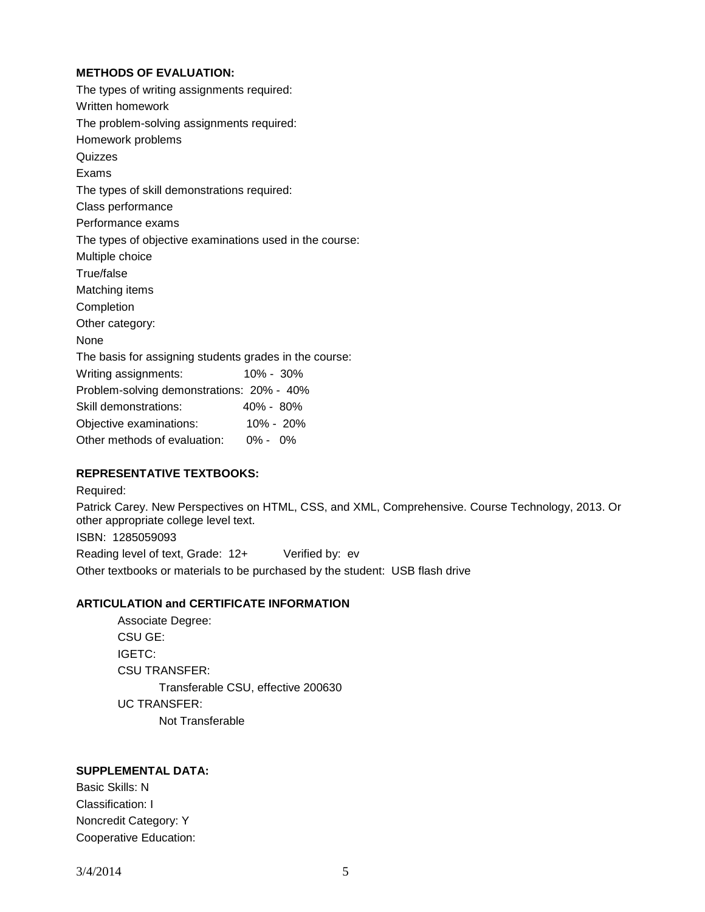**METHODS OF EVALUATION:**

The types of writing assignments required:

Written homework

The problem-solving assignments required:

Homework problems

Quizzes

Exams

The types of skill demonstrations required:

Class performance

Performance exams

The types of objective examinations used in the course:

Multiple choice

True/false

Matching items

Completion

Other category:

None

The basis for assigning students grades in the course:

| | |
|---|---|
| Writing assignments: | 10% - 30% |
| Problem-solving demonstrations: | 20% - 40% |
| Skill demonstrations: | 40% - 80% |
| Objective examinations: | 10% - 20% |
| Other methods of evaluation: | 0% - 0% |

**REPRESENTATIVE TEXTBOOKS:**

Required:

Patrick Carey. New Perspectives on HTML, CSS, and XML, Comprehensive. Course Technology, 2013. Or other appropriate college level text.

ISBN: 1285059093

Reading level of text, Grade: 12+  Verified by: ev

Other textbooks or materials to be purchased by the student: USB flash drive

**ARTICULATION and CERTIFICATE INFORMATION**

Associate Degree:

CSU GE:

IGETC:

CSU TRANSFER:

Transferable CSU, effective 200630

UC TRANSFER:

Not Transferable

**SUPPLEMENTAL DATA:**

Basic Skills: N

Classification: I

Noncredit Category: Y

Cooperative Education: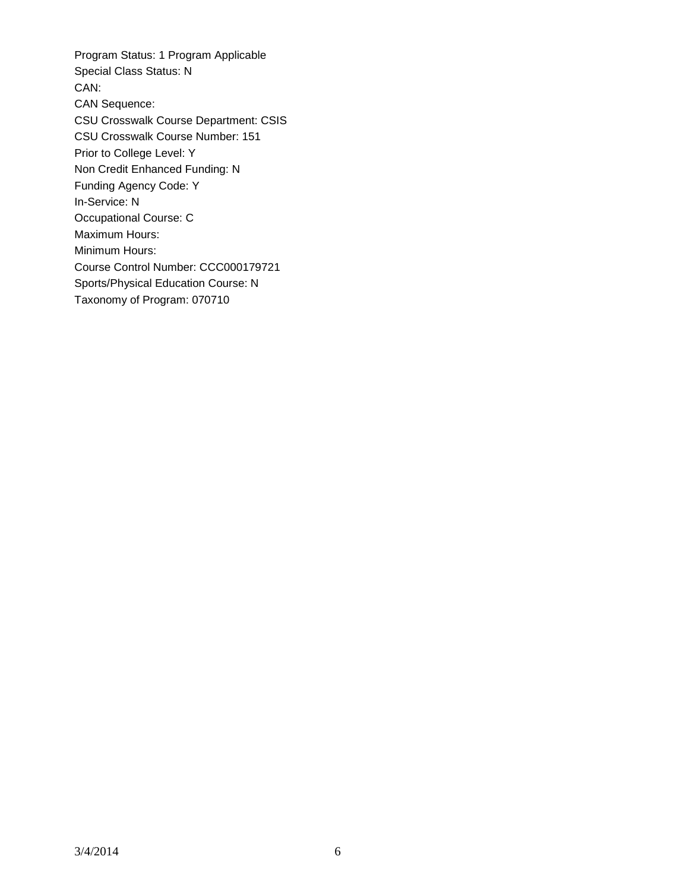Program Status: 1 Program Applicable
Special Class Status: N
CAN:
CAN Sequence:
CSU Crosswalk Course Department: CSIS
CSU Crosswalk Course Number: 151
Prior to College Level: Y
Non Credit Enhanced Funding: N
Funding Agency Code: Y
In-Service: N
Occupational Course: C
Maximum Hours:
Minimum Hours:
Course Control Number: CCC000179721
Sports/Physical Education Course: N
Taxonomy of Program: 070710